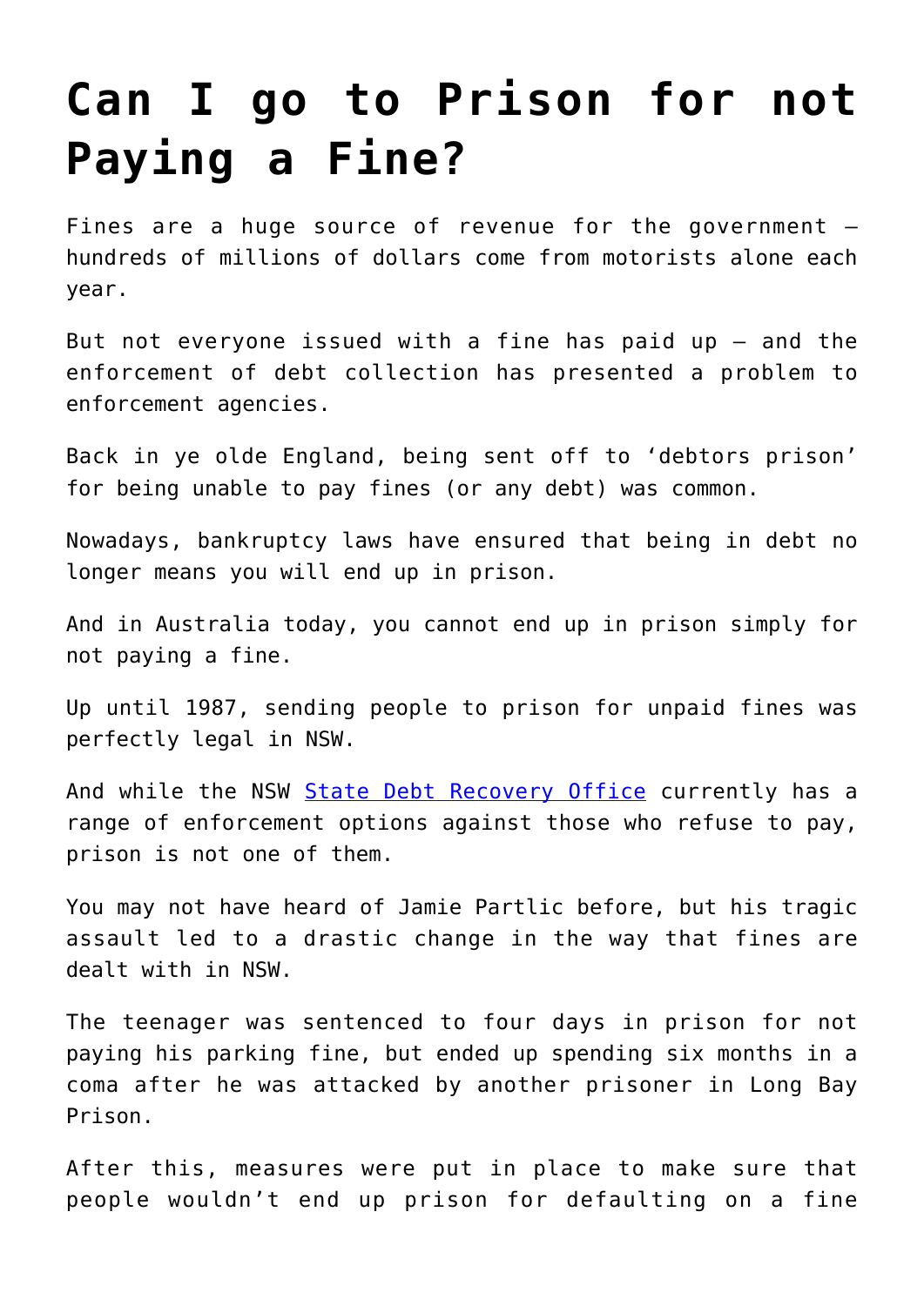# Can I go to Prison for not Paying a Fine?

Fines are a huge source of revenue for the government – hundreds of millions of dollars come from motorists alone each year.

But not everyone issued with a fine has paid up – and the enforcement of debt collection has presented a problem to enforcement agencies.

Back in ye olde England, being sent off to 'debtors prison' for being unable to pay fines (or any debt) was common.

Nowadays, bankruptcy laws have ensured that being in debt no longer means you will end up in prison.

And in Australia today, you cannot end up in prison simply for not paying a fine.

Up until 1987, sending people to prison for unpaid fines was perfectly legal in NSW.

And while the NSW [State Debt Recovery Office] currently has a range of enforcement options against those who refuse to pay, prison is not one of them.

You may not have heard of Jamie Partlic before, but his tragic assault led to a drastic change in the way that fines are dealt with in NSW.

The teenager was sentenced to four days in prison for not paying his parking fine, but ended up spending six months in a coma after he was attacked by another prisoner in Long Bay Prison.

After this, measures were put in place to make sure that people wouldn't end up prison for defaulting on a fine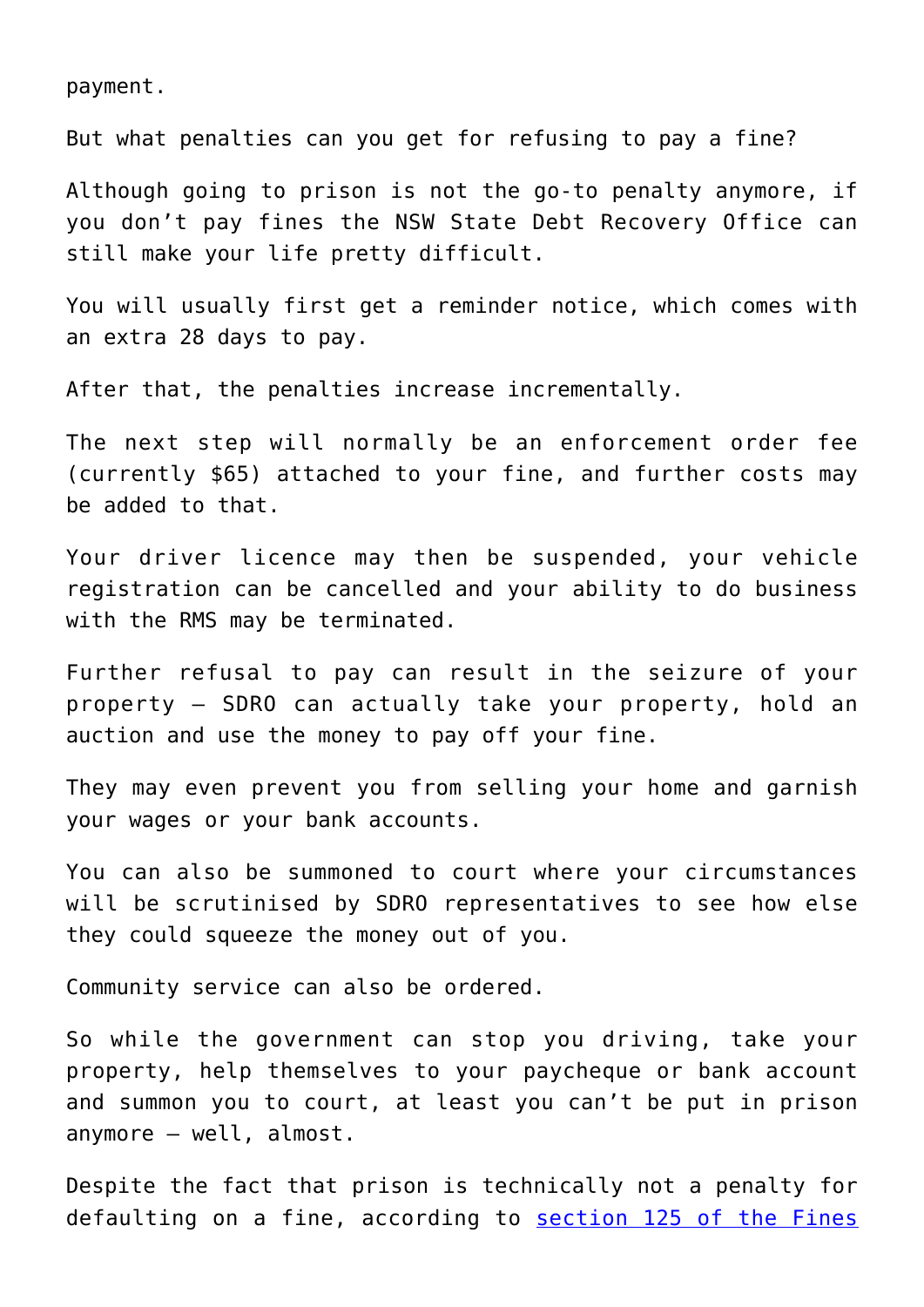payment.

But what penalties can you get for refusing to pay a fine?

Although going to prison is not the go-to penalty anymore, if you don't pay fines the NSW State Debt Recovery Office can still make your life pretty difficult.

You will usually first get a reminder notice, which comes with an extra 28 days to pay.

After that, the penalties increase incrementally.

The next step will normally be an enforcement order fee (currently $65) attached to your fine, and further costs may be added to that.

Your driver licence may then be suspended, your vehicle registration can be cancelled and your ability to do business with the RMS may be terminated.

Further refusal to pay can result in the seizure of your property – SDRO can actually take your property, hold an auction and use the money to pay off your fine.

They may even prevent you from selling your home and garnish your wages or your bank accounts.

You can also be summoned to court where your circumstances will be scrutinised by SDRO representatives to see how else they could squeeze the money out of you.

Community service can also be ordered.

So while the government can stop you driving, take your property, help themselves to your paycheque or bank account and summon you to court, at least you can't be put in prison anymore – well, almost.

Despite the fact that prison is technically not a penalty for defaulting on a fine, according to [section 125 of the Fines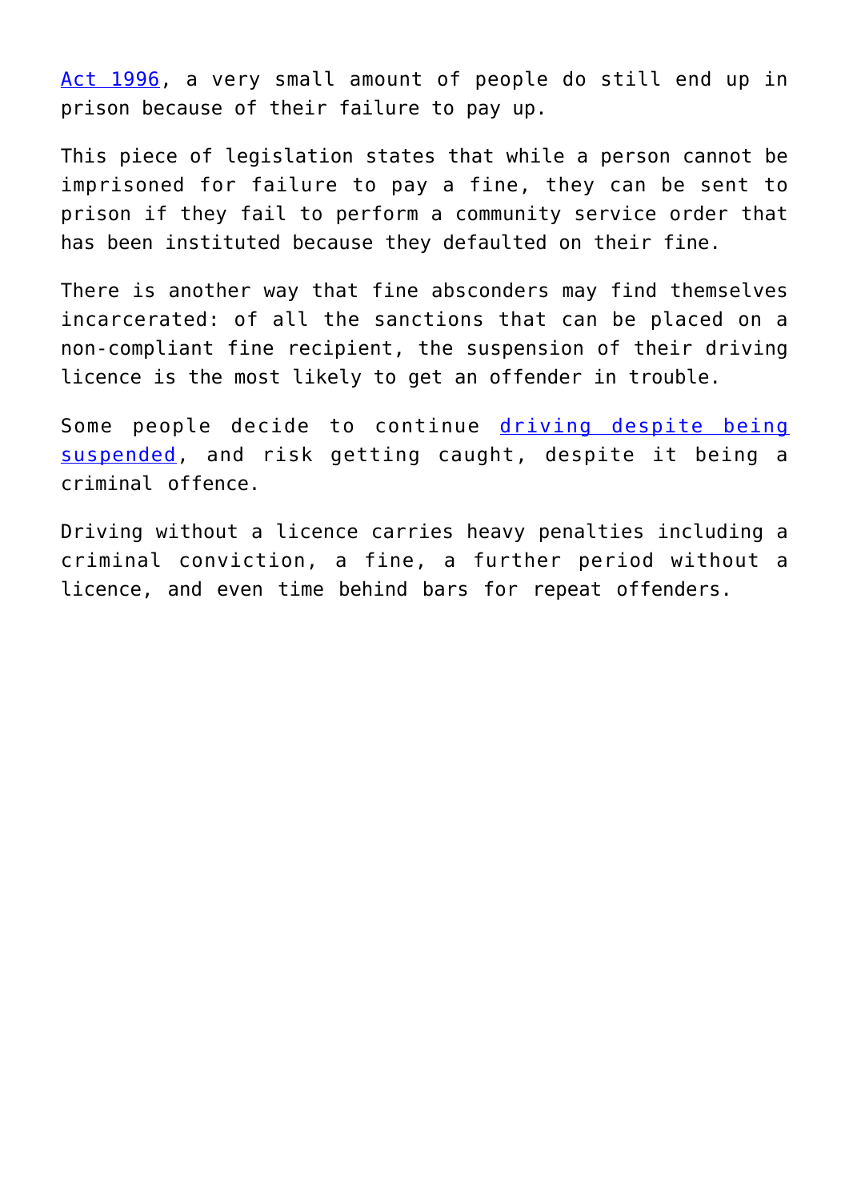Act 1996, a very small amount of people do still end up in prison because of their failure to pay up.

This piece of legislation states that while a person cannot be imprisoned for failure to pay a fine, they can be sent to prison if they fail to perform a community service order that has been instituted because they defaulted on their fine.

There is another way that fine absconders may find themselves incarcerated: of all the sanctions that can be placed on a non-compliant fine recipient, the suspension of their driving licence is the most likely to get an offender in trouble.

Some people decide to continue driving despite being suspended, and risk getting caught, despite it being a criminal offence.

Driving without a licence carries heavy penalties including a criminal conviction, a fine, a further period without a licence, and even time behind bars for repeat offenders.